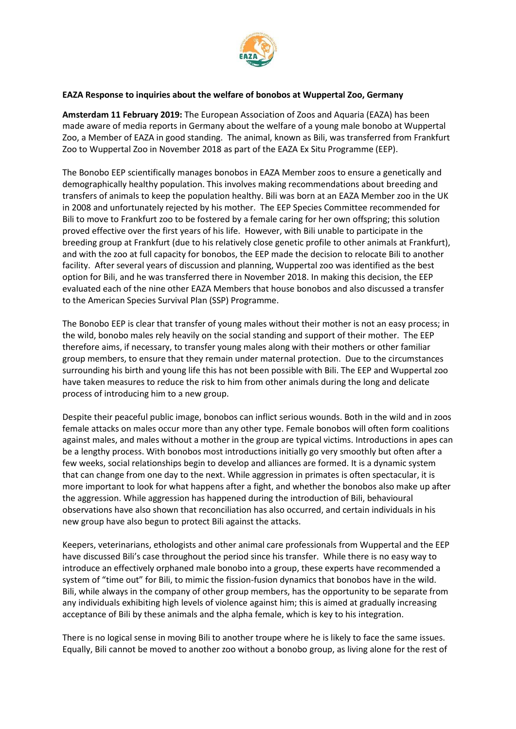**EAZA Response to inquiries about the welfare of bonobos at Wuppertal Zoo, Germany**

**Amsterdam 11 February 2019:** The European Association of Zoos and Aquaria (EAZA) has been made aware of media reports in Germany about the welfare of a young male bonobo at Wuppertal Zoo, a Member of EAZA in good standing. The animal, known as Bili, was transferred from Frankfurt Zoo to Wuppertal Zoo in November 2018 as part of the EAZA Ex Situ Programme (EEP).

The Bonobo EEP scientifically manages bonobos in EAZA Member zoos to ensure a genetically and demographically healthy population. This involves making recommendations about breeding and transfers of animals to keep the population healthy. Bili was born at an EAZA Member zoo in the UK in 2008 and unfortunately rejected by his mother. The EEP Species Committee recommended for Bili to move to Frankfurt zoo to be fostered by a female caring for her own offspring; this solution proved effective over the first years of his life. However, with Bili unable to participate in the breeding group at Frankfurt (due to his relatively close genetic profile to other animals at Frankfurt), and with the zoo at full capacity for bonobos, the EEP made the decision to relocate Bili to another facility. After several years of discussion and planning, Wuppertal zoo was identified as the best option for Bili, and he was transferred there in November 2018. In making this decision, the EEP evaluated each of the nine other EAZA Members that house bonobos and also discussed a transfer to the American Species Survival Plan (SSP) Programme.

The Bonobo EEP is clear that transfer of young males without their mother is not an easy process; in the wild, bonobo males rely heavily on the social standing and support of their mother. The EEP therefore aims, if necessary, to transfer young males along with their mothers or other familiar group members, to ensure that they remain under maternal protection. Due to the circumstances surrounding his birth and young life this has not been possible with Bili. The EEP and Wuppertal zoo have taken measures to reduce the risk to him from other animals during the long and delicate process of introducing him to a new group.

Despite their peaceful public image, bonobos can inflict serious wounds. Both in the wild and in zoos female attacks on males occur more than any other type. Female bonobos will often form coalitions against males, and males without a mother in the group are typical victims. Introductions in apes can be a lengthy process. With bonobos most introductions initially go very smoothly but often after a few weeks, social relationships begin to develop and alliances are formed. It is a dynamic system that can change from one day to the next. While aggression in primates is often spectacular, it is more important to look for what happens after a fight, and whether the bonobos also make up after the aggression. While aggression has happened during the introduction of Bili, behavioural observations have also shown that reconciliation has also occurred, and certain individuals in his new group have also begun to protect Bili against the attacks.

Keepers, veterinarians, ethologists and other animal care professionals from Wuppertal and the EEP have discussed Bili's case throughout the period since his transfer. While there is no easy way to introduce an effectively orphaned male bonobo into a group, these experts have recommended a system of "time out" for Bili, to mimic the fission-fusion dynamics that bonobos have in the wild. Bili, while always in the company of other group members, has the opportunity to be separate from any individuals exhibiting high levels of violence against him; this is aimed at gradually increasing acceptance of Bili by these animals and the alpha female, which is key to his integration.

There is no logical sense in moving Bili to another troupe where he is likely to face the same issues. Equally, Bili cannot be moved to another zoo without a bonobo group, as living alone for the rest of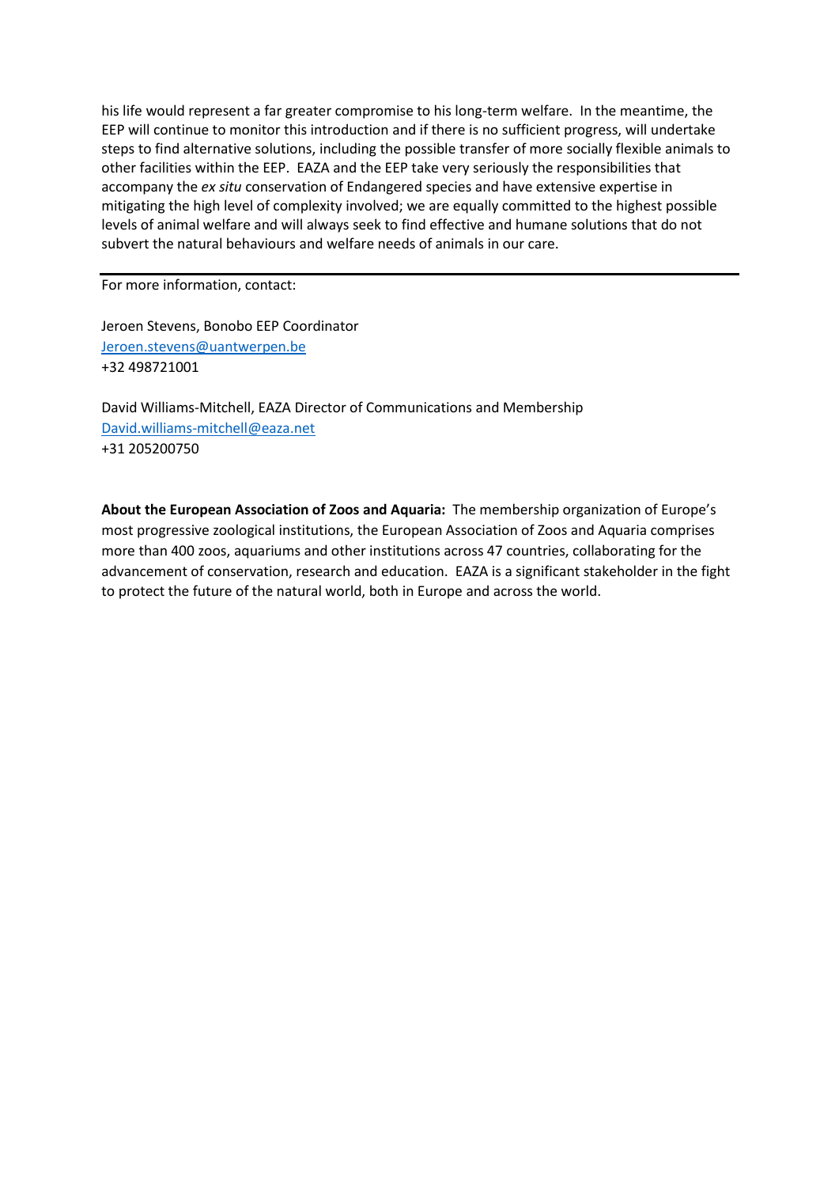his life would represent a far greater compromise to his long-term welfare. In the meantime, the EEP will continue to monitor this introduction and if there is no sufficient progress, will undertake steps to find alternative solutions, including the possible transfer of more socially flexible animals to other facilities within the EEP. EAZA and the EEP take very seriously the responsibilities that accompany the *ex situ* conservation of Endangered species and have extensive expertise in mitigating the high level of complexity involved; we are equally committed to the highest possible levels of animal welfare and will always seek to find effective and humane solutions that do not subvert the natural behaviours and welfare needs of animals in our care.

---

For more information, contact:

Jeroen Stevens, Bonobo EEP Coordinator
Jeroen.stevens@uantwerpen.be
+32 498721001

David Williams-Mitchell, EAZA Director of Communications and Membership
David.williams-mitchell@eaza.net
+31 205200750

**About the European Association of Zoos and Aquaria:** The membership organization of Europe's most progressive zoological institutions, the European Association of Zoos and Aquaria comprises more than 400 zoos, aquariums and other institutions across 47 countries, collaborating for the advancement of conservation, research and education. EAZA is a significant stakeholder in the fight to protect the future of the natural world, both in Europe and across the world.